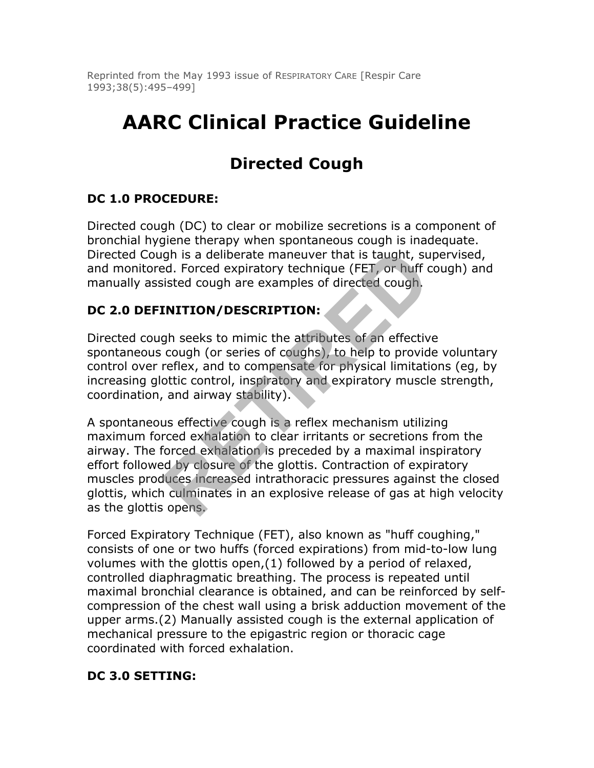Reprinted from the May 1993 issue of RESPIRATORY CARE [Respir Care 1993;38(5):495–499]

# AARC Clinical Practice Guideline

## Directed Cough

### DC 1.0 PROCEDURE:

Directed cough (DC) to clear or mobilize secretions is a component of bronchial hygiene therapy when spontaneous cough is inadequate. Directed Cough is a deliberate maneuver that is taught, supervised, and monitored. Forced expiratory technique (FET, or huff cough) and manually assisted cough are examples of directed cough.

### DC 2.0 DEFINITION/DESCRIPTION:

Directed cough seeks to mimic the attributes of an effective spontaneous cough (or series of coughs), to help to provide voluntary control over reflex, and to compensate for physical limitations (eg, by increasing glottic control, inspiratory and expiratory muscle strength, coordination, and airway stability).

A spontaneous effective cough is a reflex mechanism utilizing maximum forced exhalation to clear irritants or secretions from the airway. The forced exhalation is preceded by a maximal inspiratory effort followed by closure of the glottis. Contraction of expiratory muscles produces increased intrathoracic pressures against the closed glottis, which culminates in an explosive release of gas at high velocity as the glottis opens.

Forced Expiratory Technique (FET), also known as "huff coughing," consists of one or two huffs (forced expirations) from mid-to-low lung volumes with the glottis open,(1) followed by a period of relaxed, controlled diaphragmatic breathing. The process is repeated until maximal bronchial clearance is obtained, and can be reinforced by self-compression of the chest wall using a brisk adduction movement of the upper arms.(2) Manually assisted cough is the external application of mechanical pressure to the epigastric region or thoracic cage coordinated with forced exhalation.

### DC 3.0 SETTING: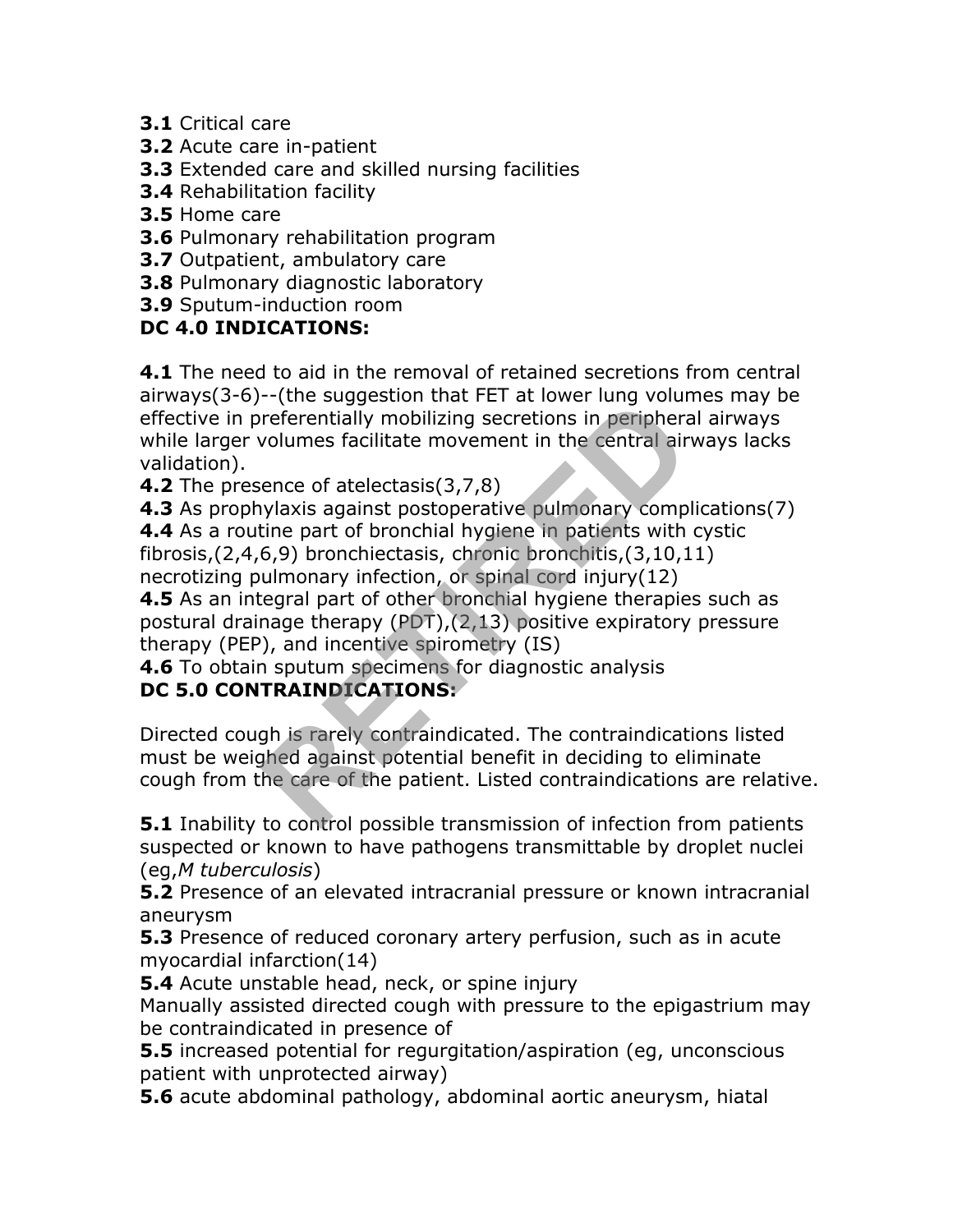**3.1** Critical care
**3.2** Acute care in-patient
**3.3** Extended care and skilled nursing facilities
**3.4** Rehabilitation facility
**3.5** Home care
**3.6** Pulmonary rehabilitation program
**3.7** Outpatient, ambulatory care
**3.8** Pulmonary diagnostic laboratory
**3.9** Sputum-induction room

**DC 4.0 INDICATIONS:**

**4.1** The need to aid in the removal of retained secretions from central airways(3-6)--(the suggestion that FET at lower lung volumes may be effective in preferentially mobilizing secretions in peripheral airways while larger volumes facilitate movement in the central airways lacks validation).
**4.2** The presence of atelectasis(3,7,8)
**4.3** As prophylaxis against postoperative pulmonary complications(7)
**4.4** As a routine part of bronchial hygiene in patients with cystic fibrosis,(2,4,6,9) bronchiectasis, chronic bronchitis,(3,10,11) necrotizing pulmonary infection, or spinal cord injury(12)
**4.5** As an integral part of other bronchial hygiene therapies such as postural drainage therapy (PDT),(2,13) positive expiratory pressure therapy (PEP), and incentive spirometry (IS)
**4.6** To obtain sputum specimens for diagnostic analysis

**DC 5.0 CONTRAINDICATIONS:**

Directed cough is rarely contraindicated. The contraindications listed must be weighed against potential benefit in deciding to eliminate cough from the care of the patient. Listed contraindications are relative.

**5.1** Inability to control possible transmission of infection from patients suspected or known to have pathogens transmittable by droplet nuclei (eg,*M tuberculosis*)
**5.2** Presence of an elevated intracranial pressure or known intracranial aneurysm
**5.3** Presence of reduced coronary artery perfusion, such as in acute myocardial infarction(14)
**5.4** Acute unstable head, neck, or spine injury
Manually assisted directed cough with pressure to the epigastrium may be contraindicated in presence of
**5.5** increased potential for regurgitation/aspiration (eg, unconscious patient with unprotected airway)
**5.6** acute abdominal pathology, abdominal aortic aneurysm, hiatal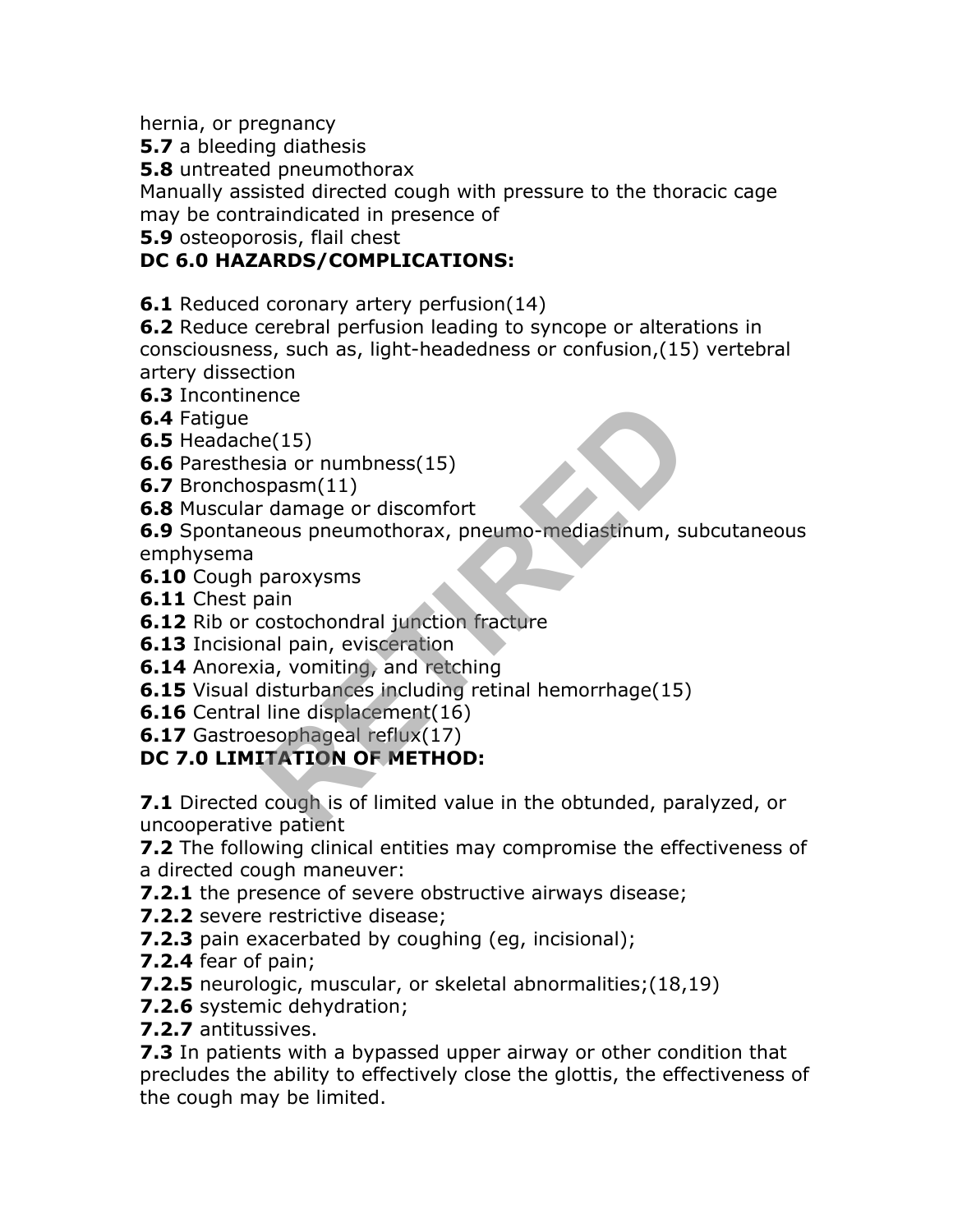hernia, or pregnancy

**5.7** a bleeding diathesis

**5.8** untreated pneumothorax

Manually assisted directed cough with pressure to the thoracic cage may be contraindicated in presence of

**5.9** osteoporosis, flail chest

## DC 6.0 HAZARDS/COMPLICATIONS:

**6.1** Reduced coronary artery perfusion(14)

**6.2** Reduce cerebral perfusion leading to syncope or alterations in consciousness, such as, light-headedness or confusion,(15) vertebral artery dissection

**6.3** Incontinence

**6.4** Fatigue

**6.5** Headache(15)

**6.6** Paresthesia or numbness(15)

**6.7** Bronchospasm(11)

**6.8** Muscular damage or discomfort

**6.9** Spontaneous pneumothorax, pneumo-mediastinum, subcutaneous emphysema

**6.10** Cough paroxysms

**6.11** Chest pain

**6.12** Rib or costochondral junction fracture

**6.13** Incisional pain, evisceration

**6.14** Anorexia, vomiting, and retching

**6.15** Visual disturbances including retinal hemorrhage(15)

**6.16** Central line displacement(16)

**6.17** Gastroesophageal reflux(17)

## DC 7.0 LIMITATION OF METHOD:

**7.1** Directed cough is of limited value in the obtunded, paralyzed, or uncooperative patient

**7.2** The following clinical entities may compromise the effectiveness of a directed cough maneuver:

**7.2.1** the presence of severe obstructive airways disease;

**7.2.2** severe restrictive disease;

**7.2.3** pain exacerbated by coughing (eg, incisional);

**7.2.4** fear of pain;

**7.2.5** neurologic, muscular, or skeletal abnormalities;(18,19)

**7.2.6** systemic dehydration;

**7.2.7** antitussives.

**7.3** In patients with a bypassed upper airway or other condition that precludes the ability to effectively close the glottis, the effectiveness of the cough may be limited.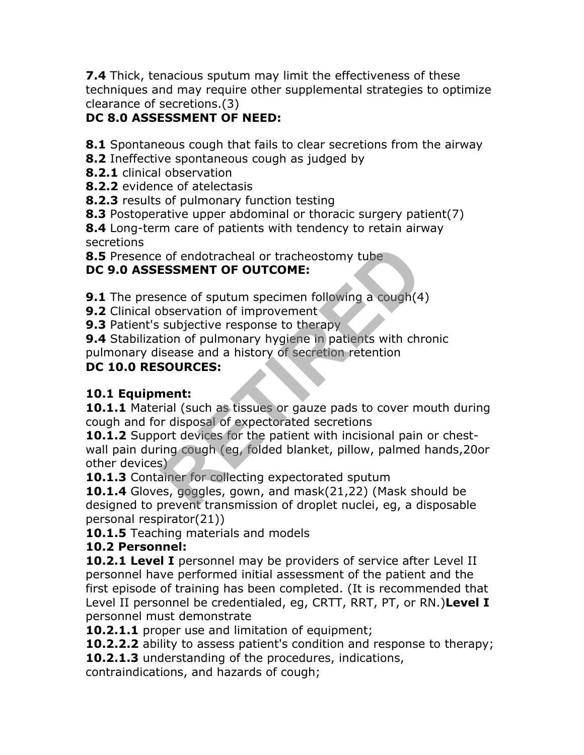**7.4** Thick, tenacious sputum may limit the effectiveness of these techniques and may require other supplemental strategies to optimize clearance of secretions.(3)

**DC 8.0 ASSESSMENT OF NEED:**

**8.1** Spontaneous cough that fails to clear secretions from the airway
**8.2** Ineffective spontaneous cough as judged by
**8.2.1** clinical observation
**8.2.2** evidence of atelectasis
**8.2.3** results of pulmonary function testing
**8.3** Postoperative upper abdominal or thoracic surgery patient(7)
**8.4** Long-term care of patients with tendency to retain airway secretions
**8.5** Presence of endotracheal or tracheostomy tube

**DC 9.0 ASSESSMENT OF OUTCOME:**

**9.1** The presence of sputum specimen following a cough(4)
**9.2** Clinical observation of improvement
**9.3** Patient's subjective response to therapy
**9.4** Stabilization of pulmonary hygiene in patients with chronic pulmonary disease and a history of secretion retention

**DC 10.0 RESOURCES:**

**10.1 Equipment:**
**10.1.1** Material (such as tissues or gauze pads to cover mouth during cough and for disposal of expectorated secretions
**10.1.2** Support devices for the patient with incisional pain or chest-wall pain during cough (eg, folded blanket, pillow, palmed hands,20or other devices)
**10.1.3** Container for collecting expectorated sputum
**10.1.4** Gloves, goggles, gown, and mask(21,22) (Mask should be designed to prevent transmission of droplet nuclei, eg, a disposable personal respirator(21))
**10.1.5** Teaching materials and models
**10.2 Personnel:**
**10.2.1 Level I** personnel may be providers of service after Level II personnel have performed initial assessment of the patient and the first episode of training has been completed. (It is recommended that Level II personnel be credentialed, eg, CRTT, RRT, PT, or RN.)**Level I** personnel must demonstrate
**10.2.1.1** proper use and limitation of equipment;
**10.2.2.2** ability to assess patient's condition and response to therapy;
**10.2.1.3** understanding of the procedures, indications, contraindications, and hazards of cough;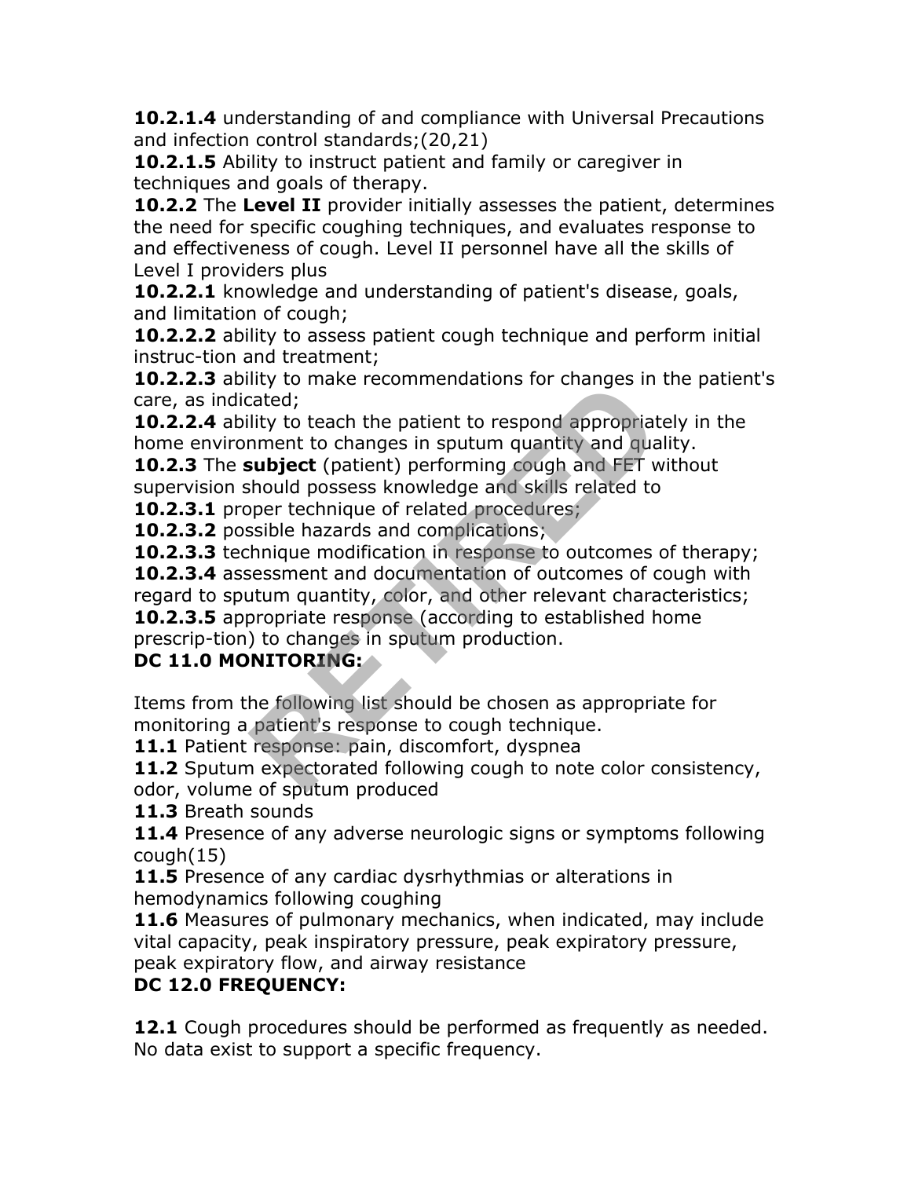**10.2.1.4** understanding of and compliance with Universal Precautions and infection control standards;(20,21)

**10.2.1.5** Ability to instruct patient and family or caregiver in techniques and goals of therapy.

**10.2.2** The **Level II** provider initially assesses the patient, determines the need for specific coughing techniques, and evaluates response to and effectiveness of cough. Level II personnel have all the skills of Level I providers plus

**10.2.2.1** knowledge and understanding of patient's disease, goals, and limitation of cough;

**10.2.2.2** ability to assess patient cough technique and perform initial instruc-tion and treatment;

**10.2.2.3** ability to make recommendations for changes in the patient's care, as indicated;

**10.2.2.4** ability to teach the patient to respond appropriately in the home environment to changes in sputum quantity and quality.

**10.2.3** The **subject** (patient) performing cough and FET without supervision should possess knowledge and skills related to

**10.2.3.1** proper technique of related procedures;

**10.2.3.2** possible hazards and complications;

**10.2.3.3** technique modification in response to outcomes of therapy;

**10.2.3.4** assessment and documentation of outcomes of cough with regard to sputum quantity, color, and other relevant characteristics;

**10.2.3.5** appropriate response (according to established home prescrip-tion) to changes in sputum production.

**DC 11.0 MONITORING:**

Items from the following list should be chosen as appropriate for monitoring a patient's response to cough technique.

**11.1** Patient response: pain, discomfort, dyspnea

**11.2** Sputum expectorated following cough to note color consistency, odor, volume of sputum produced

**11.3** Breath sounds

**11.4** Presence of any adverse neurologic signs or symptoms following cough(15)

**11.5** Presence of any cardiac dysrhythmias or alterations in hemodynamics following coughing

**11.6** Measures of pulmonary mechanics, when indicated, may include vital capacity, peak inspiratory pressure, peak expiratory pressure, peak expiratory flow, and airway resistance

**DC 12.0 FREQUENCY:**

**12.1** Cough procedures should be performed as frequently as needed. No data exist to support a specific frequency.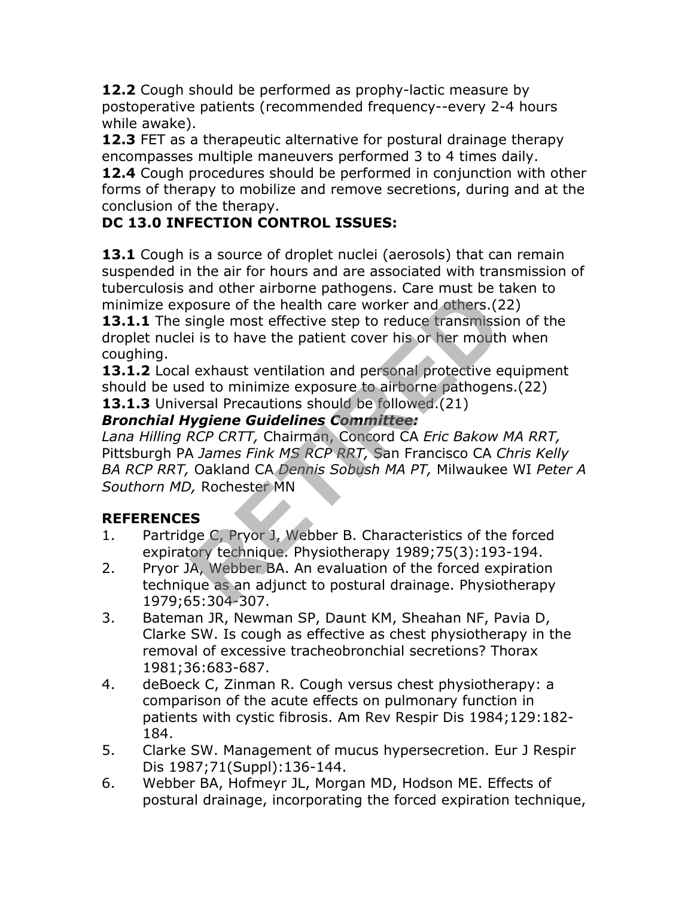**12.2** Cough should be performed as prophy-lactic measure by postoperative patients (recommended frequency--every 2-4 hours while awake).

**12.3** FET as a therapeutic alternative for postural drainage therapy encompasses multiple maneuvers performed 3 to 4 times daily.

**12.4** Cough procedures should be performed in conjunction with other forms of therapy to mobilize and remove secretions, during and at the conclusion of the therapy.

**DC 13.0 INFECTION CONTROL ISSUES:**

**13.1** Cough is a source of droplet nuclei (aerosols) that can remain suspended in the air for hours and are associated with transmission of tuberculosis and other airborne pathogens. Care must be taken to minimize exposure of the health care worker and others.(22)

**13.1.1** The single most effective step to reduce transmission of the droplet nuclei is to have the patient cover his or her mouth when coughing.

**13.1.2** Local exhaust ventilation and personal protective equipment should be used to minimize exposure to airborne pathogens.(22)

**13.1.3** Universal Precautions should be followed.(21)

***Bronchial Hygiene Guidelines Committee:***

*Lana Hilling RCP CRTT,* Chairman, Concord CA *Eric Bakow MA RRT,* Pittsburgh PA *James Fink MS RCP RRT,* San Francisco CA *Chris Kelly BA RCP RRT,* Oakland CA *Dennis Sobush MA PT,* Milwaukee WI *Peter A Southorn MD,* Rochester MN

**REFERENCES**

1. Partridge C, Pryor J, Webber B. Characteristics of the forced expiratory technique. Physiotherapy 1989;75(3):193-194.
2. Pryor JA, Webber BA. An evaluation of the forced expiration technique as an adjunct to postural drainage. Physiotherapy 1979;65:304-307.
3. Bateman JR, Newman SP, Daunt KM, Sheahan NF, Pavia D, Clarke SW. Is cough as effective as chest physiotherapy in the removal of excessive tracheobronchial secretions? Thorax 1981;36:683-687.
4. deBoeck C, Zinman R. Cough versus chest physiotherapy: a comparison of the acute effects on pulmonary function in patients with cystic fibrosis. Am Rev Respir Dis 1984;129:182-184.
5. Clarke SW. Management of mucus hypersecretion. Eur J Respir Dis 1987;71(Suppl):136-144.
6. Webber BA, Hofmeyr JL, Morgan MD, Hodson ME. Effects of postural drainage, incorporating the forced expiration technique,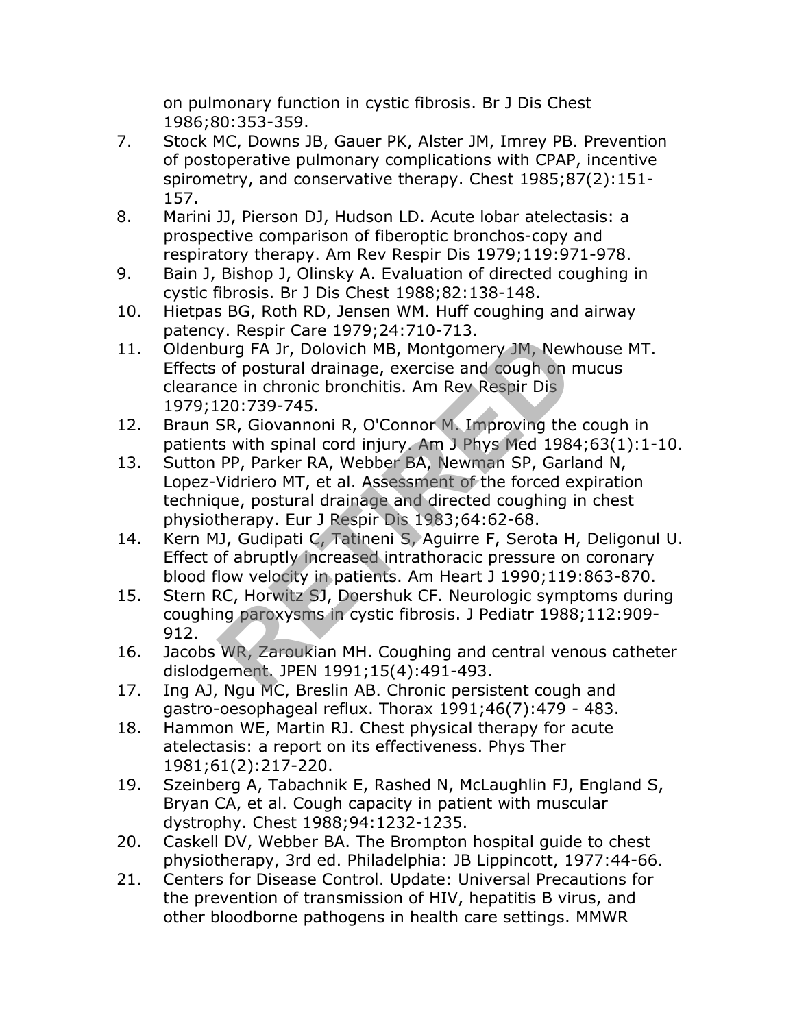on pulmonary function in cystic fibrosis. Br J Dis Chest 1986;80:353-359.

7. Stock MC, Downs JB, Gauer PK, Alster JM, Imrey PB. Prevention of postoperative pulmonary complications with CPAP, incentive spirometry, and conservative therapy. Chest 1985;87(2):151-157.
8. Marini JJ, Pierson DJ, Hudson LD. Acute lobar atelectasis: a prospective comparison of fiberoptic bronchos-copy and respiratory therapy. Am Rev Respir Dis 1979;119:971-978.
9. Bain J, Bishop J, Olinsky A. Evaluation of directed coughing in cystic fibrosis. Br J Dis Chest 1988;82:138-148.
10. Hietpas BG, Roth RD, Jensen WM. Huff coughing and airway patency. Respir Care 1979;24:710-713.
11. Oldenburg FA Jr, Dolovich MB, Montgomery JM, Newhouse MT. Effects of postural drainage, exercise and cough on mucus clearance in chronic bronchitis. Am Rev Respir Dis 1979;120:739-745.
12. Braun SR, Giovannoni R, O'Connor M. Improving the cough in patients with spinal cord injury. Am J Phys Med 1984;63(1):1-10.
13. Sutton PP, Parker RA, Webber BA, Newman SP, Garland N, Lopez-Vidriero MT, et al. Assessment of the forced expiration technique, postural drainage and directed coughing in chest physiotherapy. Eur J Respir Dis 1983;64:62-68.
14. Kern MJ, Gudipati C, Tatineni S, Aguirre F, Serota H, Deligonul U. Effect of abruptly increased intrathoracic pressure on coronary blood flow velocity in patients. Am Heart J 1990;119:863-870.
15. Stern RC, Horwitz SJ, Doershuk CF. Neurologic symptoms during coughing paroxysms in cystic fibrosis. J Pediatr 1988;112:909-912.
16. Jacobs WR, Zaroukian MH. Coughing and central venous catheter dislodgement. JPEN 1991;15(4):491-493.
17. Ing AJ, Ngu MC, Breslin AB. Chronic persistent cough and gastro-oesophageal reflux. Thorax 1991;46(7):479 - 483.
18. Hammon WE, Martin RJ. Chest physical therapy for acute atelectasis: a report on its effectiveness. Phys Ther 1981;61(2):217-220.
19. Szeinberg A, Tabachnik E, Rashed N, McLaughlin FJ, England S, Bryan CA, et al. Cough capacity in patient with muscular dystrophy. Chest 1988;94:1232-1235.
20. Caskell DV, Webber BA. The Brompton hospital guide to chest physiotherapy, 3rd ed. Philadelphia: JB Lippincott, 1977:44-66.
21. Centers for Disease Control. Update: Universal Precautions for the prevention of transmission of HIV, hepatitis B virus, and other bloodborne pathogens in health care settings. MMWR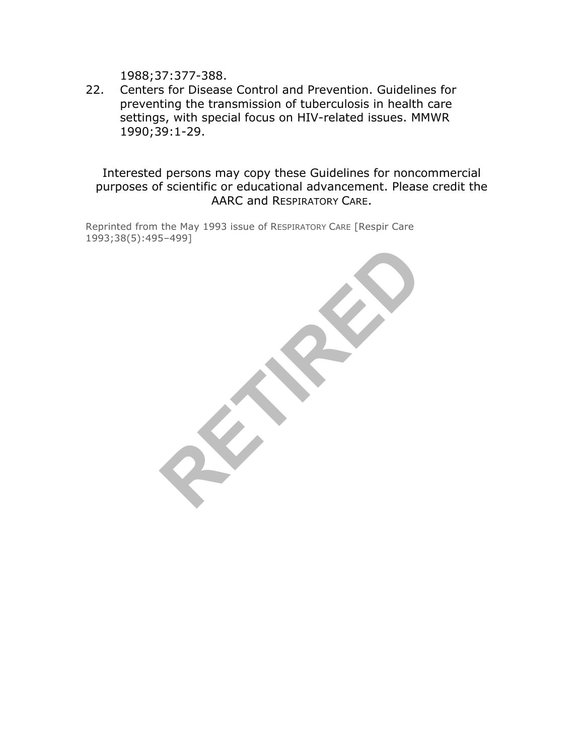1988;37:377-388.

22. Centers for Disease Control and Prevention. Guidelines for preventing the transmission of tuberculosis in health care settings, with special focus on HIV-related issues. MMWR 1990;39:1-29.

Interested persons may copy these Guidelines for noncommercial purposes of scientific or educational advancement. Please credit the AARC and RESPIRATORY CARE.

Reprinted from the May 1993 issue of RESPIRATORY CARE [Respir Care 1993;38(5):495–499]

RETIRED